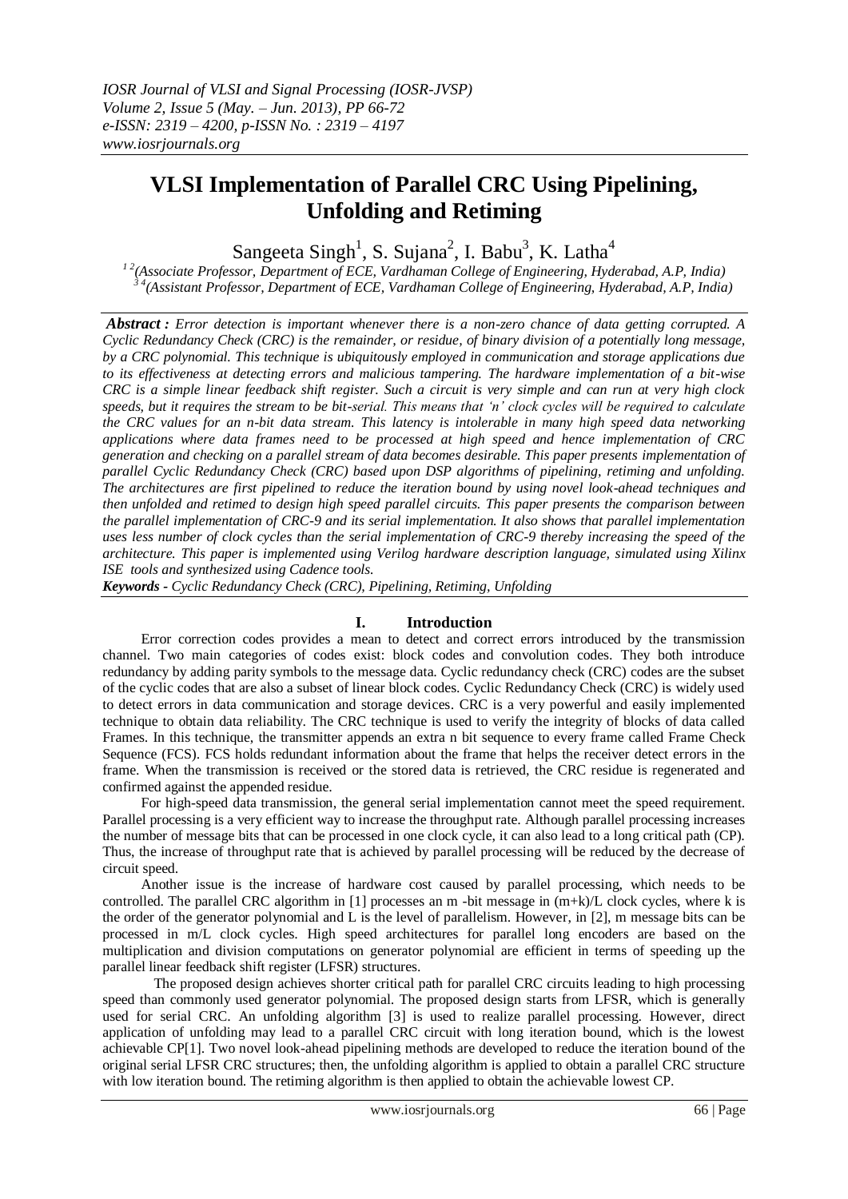# VLSI Implementation of Parallel CRC Using Pipelining, Unfolding and Retiming

Sangeeta Singh[1], S. Sujana[2], I. Babu[3], K. Latha[4]

[1 2](Associate Professor, Department of ECE, Vardhaman College of Engineering, Hyderabad, A.P, India)
[3 4](Assistant Professor, Department of ECE, Vardhaman College of Engineering, Hyderabad, A.P, India)

***Abstract :*** *Error detection is important whenever there is a non-zero chance of data getting corrupted. A Cyclic Redundancy Check (CRC) is the remainder, or residue, of binary division of a potentially long message, by a CRC polynomial. This technique is ubiquitously employed in communication and storage applications due to its effectiveness at detecting errors and malicious tampering. The hardware implementation of a bit-wise CRC is a simple linear feedback shift register. Such a circuit is very simple and can run at very high clock speeds, but it requires the stream to be bit-serial. This means that 'n' clock cycles will be required to calculate the CRC values for an n-bit data stream. This latency is intolerable in many high speed data networking applications where data frames need to be processed at high speed and hence implementation of CRC generation and checking on a parallel stream of data becomes desirable. This paper presents implementation of parallel Cyclic Redundancy Check (CRC) based upon DSP algorithms of pipelining, retiming and unfolding. The architectures are first pipelined to reduce the iteration bound by using novel look-ahead techniques and then unfolded and retimed to design high speed parallel circuits. This paper presents the comparison between the parallel implementation of CRC-9 and its serial implementation. It also shows that parallel implementation uses less number of clock cycles than the serial implementation of CRC-9 thereby increasing the speed of the architecture. This paper is implemented using Verilog hardware description language, simulated using Xilinx ISE tools and synthesized using Cadence tools.*

***Keywords -*** *Cyclic Redundancy Check (CRC), Pipelining, Retiming, Unfolding*

## I. Introduction

Error correction codes provides a mean to detect and correct errors introduced by the transmission channel. Two main categories of codes exist: block codes and convolution codes. They both introduce redundancy by adding parity symbols to the message data. Cyclic redundancy check (CRC) codes are the subset of the cyclic codes that are also a subset of linear block codes. Cyclic Redundancy Check (CRC) is widely used to detect errors in data communication and storage devices. CRC is a very powerful and easily implemented technique to obtain data reliability. The CRC technique is used to verify the integrity of blocks of data called Frames. In this technique, the transmitter appends an extra n bit sequence to every frame called Frame Check Sequence (FCS). FCS holds redundant information about the frame that helps the receiver detect errors in the frame. When the transmission is received or the stored data is retrieved, the CRC residue is regenerated and confirmed against the appended residue.

For high-speed data transmission, the general serial implementation cannot meet the speed requirement. Parallel processing is a very efficient way to increase the throughput rate. Although parallel processing increases the number of message bits that can be processed in one clock cycle, it can also lead to a long critical path (CP). Thus, the increase of throughput rate that is achieved by parallel processing will be reduced by the decrease of circuit speed.

Another issue is the increase of hardware cost caused by parallel processing, which needs to be controlled. The parallel CRC algorithm in [1] processes an m -bit message in $(m+k)/L$ clock cycles, where k is the order of the generator polynomial and L is the level of parallelism. However, in [2], m message bits can be processed in $m/L$ clock cycles. High speed architectures for parallel long encoders are based on the multiplication and division computations on generator polynomial are efficient in terms of speeding up the parallel linear feedback shift register (LFSR) structures.

The proposed design achieves shorter critical path for parallel CRC circuits leading to high processing speed than commonly used generator polynomial. The proposed design starts from LFSR, which is generally used for serial CRC. An unfolding algorithm [3] is used to realize parallel processing. However, direct application of unfolding may lead to a parallel CRC circuit with long iteration bound, which is the lowest achievable CP[1]. Two novel look-ahead pipelining methods are developed to reduce the iteration bound of the original serial LFSR CRC structures; then, the unfolding algorithm is applied to obtain a parallel CRC structure with low iteration bound. The retiming algorithm is then applied to obtain the achievable lowest CP.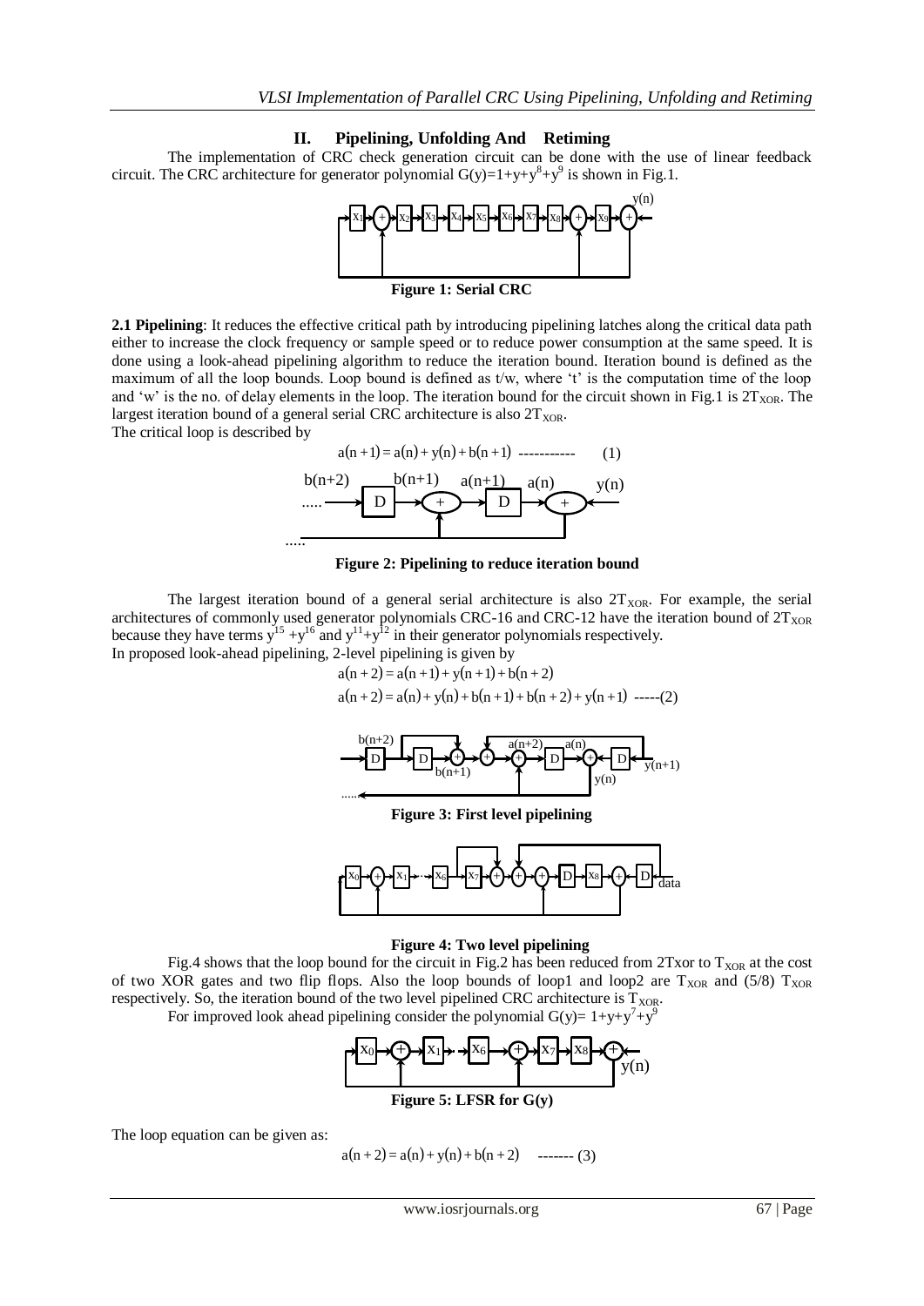## II. Pipelining, Unfolding And Retiming

The implementation of CRC check generation circuit can be done with the use of linear feedback circuit. The CRC architecture for generator polynomial $G(y)=1+y+y^8+y^9$ is shown in Fig.1.

**Figure 1: Serial CRC**

**2.1 Pipelining**: It reduces the effective critical path by introducing pipelining latches along the critical data path either to increase the clock frequency or sample speed or to reduce power consumption at the same speed. It is done using a look-ahead pipelining algorithm to reduce the iteration bound. Iteration bound is defined as the maximum of all the loop bounds. Loop bound is defined as t/w, where 't' is the computation time of the loop and 'w' is the no. of delay elements in the loop. The iteration bound for the circuit shown in Fig.1 is $2T_{XOR}$. The largest iteration bound of a general serial CRC architecture is also $2T_{XOR}$.

The critical loop is described by

$$a(n+1) = a(n) + y(n) + b(n+1) \quad \text{-----------} \quad (1)$$

**Figure 2: Pipelining to reduce iteration bound**

The largest iteration bound of a general serial architecture is also $2T_{XOR}$. For example, the serial architectures of commonly used generator polynomials CRC-16 and CRC-12 have the iteration bound of $2T_{XOR}$ because they have terms $y^{15}+y^{16}$ and $y^{11}+y^{12}$ in their generator polynomials respectively.

In proposed look-ahead pipelining, 2-level pipelining is given by

$$a(n+2) = a(n+1) + y(n+1) + b(n+2)$$

$$a(n+2) = a(n) + y(n) + b(n+1) + b(n+2) + y(n+1) \quad \text{-----}(2)$$

**Figure 3: First level pipelining**

**Figure 4: Two level pipelining**

Fig.4 shows that the loop bound for the circuit in Fig.2 has been reduced from 2Txor to $T_{XOR}$ at the cost of two XOR gates and two flip flops. Also the loop bounds of loop1 and loop2 are $T_{XOR}$ and (5/8) $T_{XOR}$ respectively. So, the iteration bound of the two level pipelined CRC architecture is $T_{XOR}$.

For improved look ahead pipelining consider the polynomial $G(y)= 1+y+y^7+y^9$

**Figure 5: LFSR for G(y)**

The loop equation can be given as:

$$a(n+2) = a(n) + y(n) + b(n+2) \quad \text{-------} \ (3)$$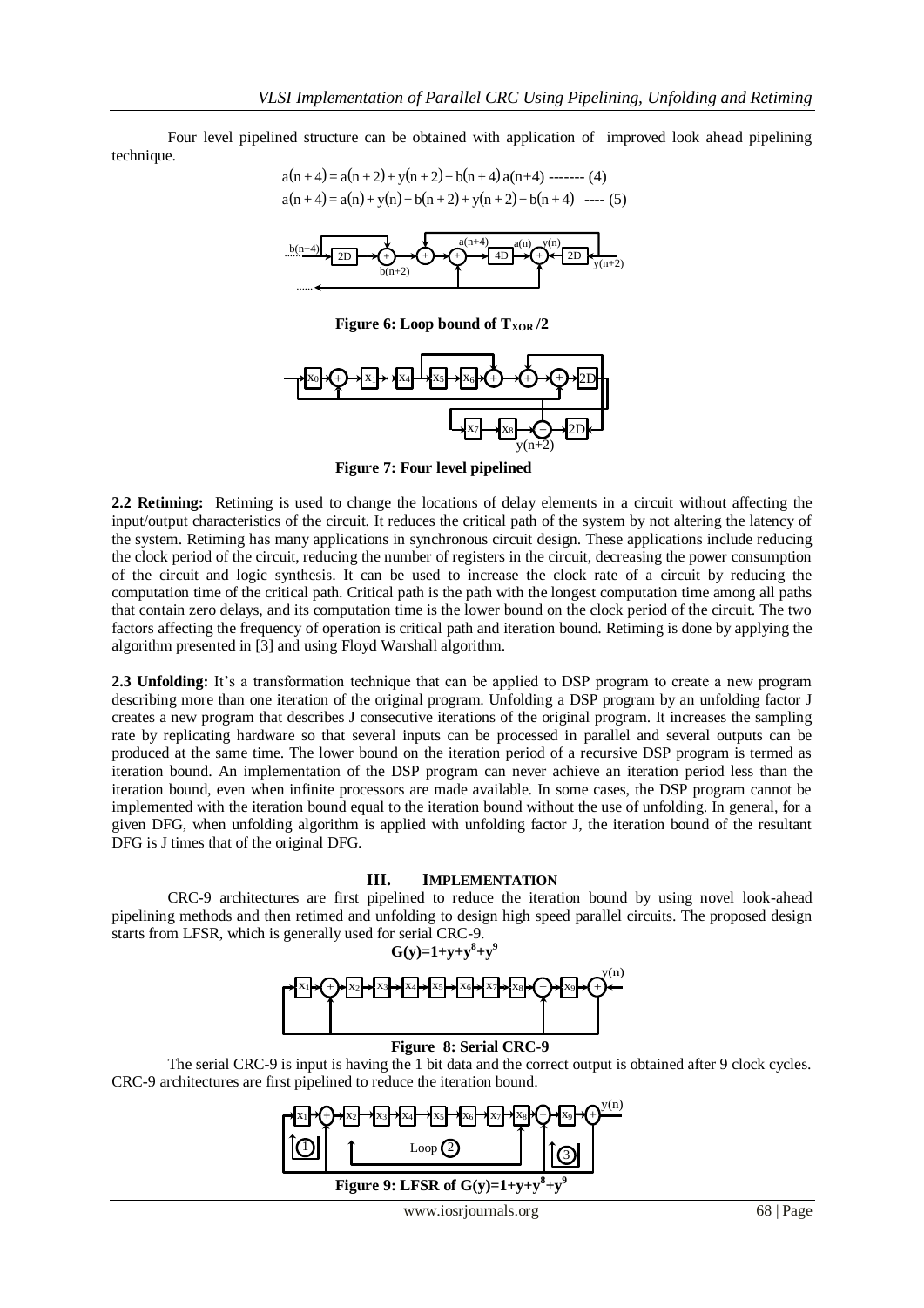Four level pipelined structure can be obtained with application of improved look ahead pipelining technique.

$$a(n+4) = a(n+2) + y(n+2) + b(n+4)\, a(n+4) \text{ ------- } (4)$$

$$a(n+4) = a(n) + y(n) + b(n+2) + y(n+2) + b(n+4) \text{ ---- } (5)$$

**Figure 6: Loop bound of $T_{XOR}/2$**

**Figure 7: Four level pipelined**

**2.2 Retiming:** Retiming is used to change the locations of delay elements in a circuit without affecting the input/output characteristics of the circuit. It reduces the critical path of the system by not altering the latency of the system. Retiming has many applications in synchronous circuit design. These applications include reducing the clock period of the circuit, reducing the number of registers in the circuit, decreasing the power consumption of the circuit and logic synthesis. It can be used to increase the clock rate of a circuit by reducing the computation time of the critical path. Critical path is the path with the longest computation time among all paths that contain zero delays, and its computation time is the lower bound on the clock period of the circuit. The two factors affecting the frequency of operation is critical path and iteration bound. Retiming is done by applying the algorithm presented in [3] and using Floyd Warshall algorithm.

**2.3 Unfolding:** It's a transformation technique that can be applied to DSP program to create a new program describing more than one iteration of the original program. Unfolding a DSP program by an unfolding factor J creates a new program that describes J consecutive iterations of the original program. It increases the sampling rate by replicating hardware so that several inputs can be processed in parallel and several outputs can be produced at the same time. The lower bound on the iteration period of a recursive DSP program is termed as iteration bound. An implementation of the DSP program can never achieve an iteration period less than the iteration bound, even when infinite processors are made available. In some cases, the DSP program cannot be implemented with the iteration bound equal to the iteration bound without the use of unfolding. In general, for a given DFG, when unfolding algorithm is applied with unfolding factor J, the iteration bound of the resultant DFG is J times that of the original DFG.

## III. Implementation

CRC-9 architectures are first pipelined to reduce the iteration bound by using novel look-ahead pipelining methods and then retimed and unfolding to design high speed parallel circuits. The proposed design starts from LFSR, which is generally used for serial CRC-9.

$$G(y)=1+y+y^8+y^9$$

**Figure 8: Serial CRC-9**

The serial CRC-9 is input is having the 1 bit data and the correct output is obtained after 9 clock cycles. CRC-9 architectures are first pipelined to reduce the iteration bound.

**Figure 9: LFSR of $G(y)=1+y+y^8+y^9$**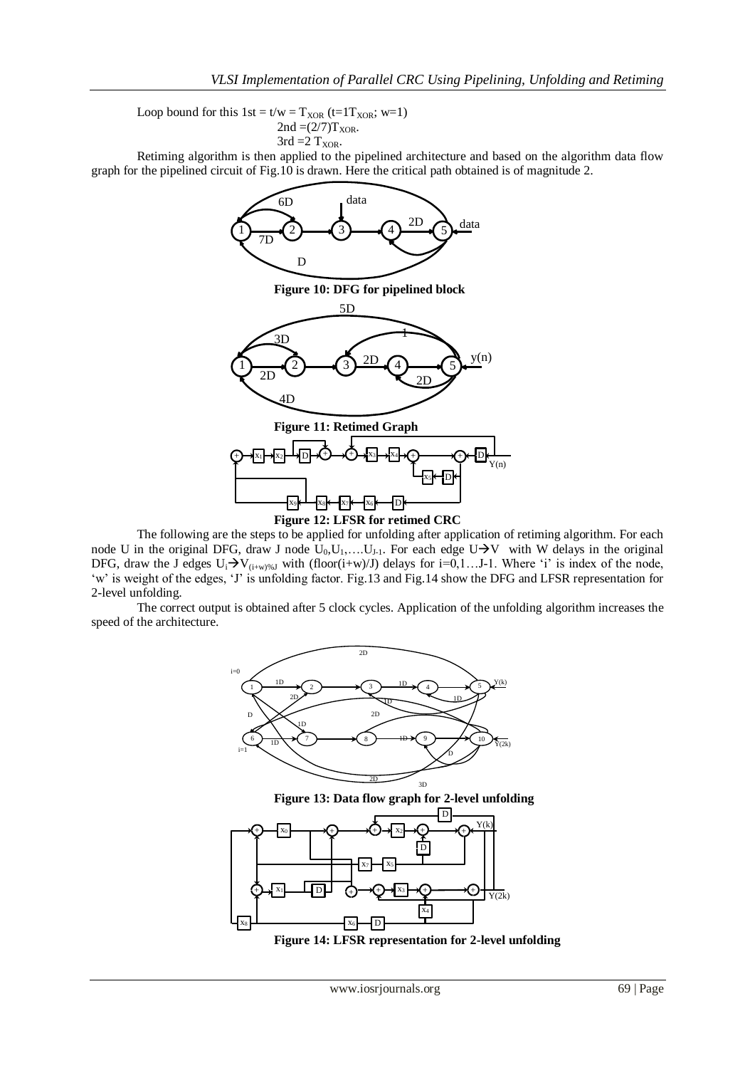Loop bound for this 1st = t/w = $T_{XOR}$ (t=1$T_{XOR}$; w=1)

2nd =(2/7)$T_{XOR}$.

3rd =2 $T_{XOR}$.

Retiming algorithm is then applied to the pipelined architecture and based on the algorithm data flow graph for the pipelined circuit of Fig.10 is drawn. Here the critical path obtained is of magnitude 2.

**Figure 10: DFG for pipelined block**

**Figure 11: Retimed Graph**

**Figure 12: LFSR for retimed CRC**

The following are the steps to be applied for unfolding after application of retiming algorithm. For each node U in the original DFG, draw J node $U_0, U_1, \ldots U_{J-1}$. For each edge U→V with W delays in the original DFG, draw the J edges $U_i \rightarrow V_{(i+w)\%J}$ with (floor(i+w)/J) delays for i=0,1…J-1. Where 'i' is index of the node, 'w' is weight of the edges, 'J' is unfolding factor. Fig.13 and Fig.14 show the DFG and LFSR representation for 2-level unfolding.

The correct output is obtained after 5 clock cycles. Application of the unfolding algorithm increases the speed of the architecture.

**Figure 13: Data flow graph for 2-level unfolding**

**Figure 14: LFSR representation for 2-level unfolding**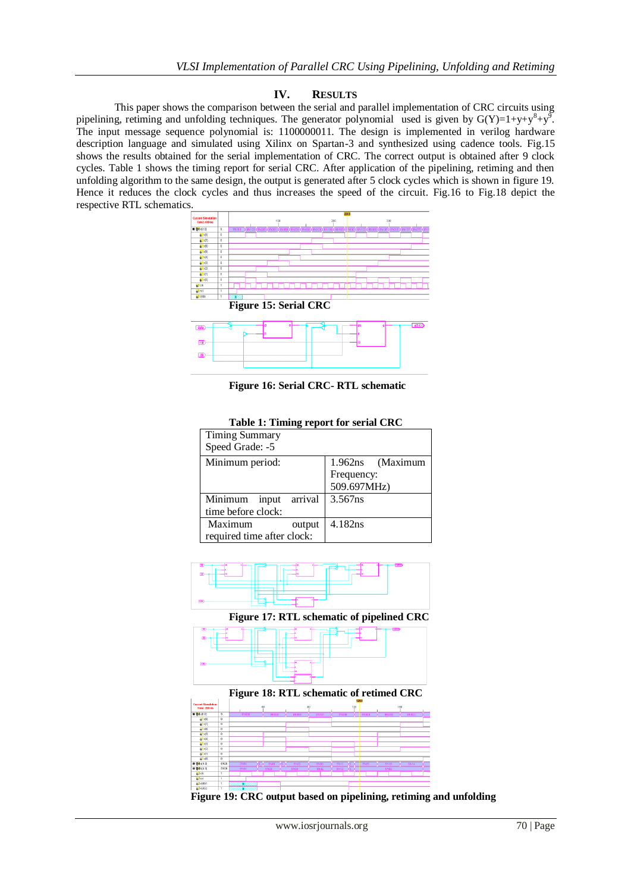## IV. RESULTS

This paper shows the comparison between the serial and parallel implementation of CRC circuits using pipelining, retiming and unfolding techniques. The generator polynomial used is given by $G(Y)=1+y+y^8+y^9$. The input message sequence polynomial is: 1100000011. The design is implemented in verilog hardware description language and simulated using Xilinx on Spartan-3 and synthesized using cadence tools. Fig.15 shows the results obtained for the serial implementation of CRC. The correct output is obtained after 9 clock cycles. Table 1 shows the timing report for serial CRC. After application of the pipelining, retiming and then unfolding algorithm to the same design, the output is generated after 5 clock cycles which is shown in figure 19. Hence it reduces the clock cycles and thus increases the speed of the circuit. Fig.16 to Fig.18 depict the respective RTL schematics.

**Figure 15: Serial CRC**

**Figure 16: Serial CRC- RTL schematic**

**Table 1: Timing report for serial CRC**

| Timing Summary<br>Speed Grade: -5 | |
|---|---|
| Minimum period: | 1.962ns (Maximum Frequency: 509.697MHz) |
| Minimum input arrival time before clock: | 3.567ns |
| Maximum output required time after clock: | 4.182ns |

**Figure 17: RTL schematic of pipelined CRC**

**Figure 18: RTL schematic of retimed CRC**

**Figure 19: CRC output based on pipelining, retiming and unfolding**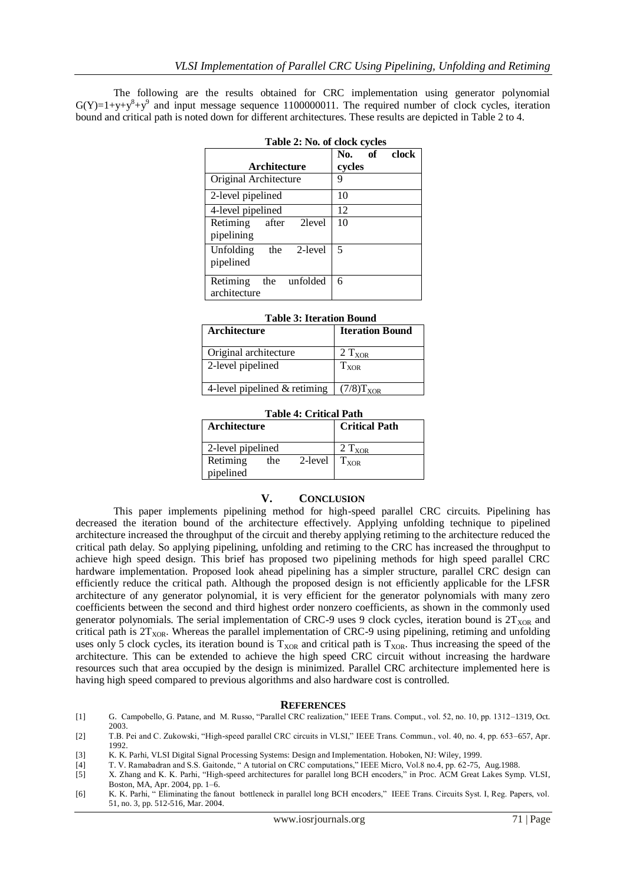The following are the results obtained for CRC implementation using generator polynomial $G(Y)=1+y+y^8+y^9$ and input message sequence 1100000011. The required number of clock cycles, iteration bound and critical path is noted down for different architectures. These results are depicted in Table 2 to 4.

**Table 2: No. of clock cycles**

| Architecture | No. of clock cycles |
|---|---|
| Original Architecture | 9 |
| 2-level pipelined | 10 |
| 4-level pipelined | 12 |
| Retiming after 2level pipelining | 10 |
| Unfolding the 2-level pipelined | 5 |
| Retiming the unfolded architecture | 6 |

**Table 3: Iteration Bound**

| Architecture | Iteration Bound |
|---|---|
| Original architecture | $2\ T_{XOR}$ |
| 2-level pipelined | $T_{XOR}$ |
| 4-level pipelined & retiming | $(7/8)T_{XOR}$ |

**Table 4: Critical Path**

| Architecture | Critical Path |
|---|---|
| 2-level pipelined | $2\ T_{XOR}$ |
| Retiming the 2-level pipelined | $T_{XOR}$ |

## V. Conclusion

This paper implements pipelining method for high-speed parallel CRC circuits. Pipelining has decreased the iteration bound of the architecture effectively. Applying unfolding technique to pipelined architecture increased the throughput of the circuit and thereby applying retiming to the architecture reduced the critical path delay. So applying pipelining, unfolding and retiming to the CRC has increased the throughput to achieve high speed design. This brief has proposed two pipelining methods for high speed parallel CRC hardware implementation. Proposed look ahead pipelining has a simpler structure, parallel CRC design can efficiently reduce the critical path. Although the proposed design is not efficiently applicable for the LFSR architecture of any generator polynomial, it is very efficient for the generator polynomials with many zero coefficients between the second and third highest order nonzero coefficients, as shown in the commonly used generator polynomials. The serial implementation of CRC-9 uses 9 clock cycles, iteration bound is $2T_{XOR}$ and critical path is $2T_{XOR}$. Whereas the parallel implementation of CRC-9 using pipelining, retiming and unfolding uses only 5 clock cycles, its iteration bound is $T_{XOR}$ and critical path is $T_{XOR}$. Thus increasing the speed of the architecture. This can be extended to achieve the high speed CRC circuit without increasing the hardware resources such that area occupied by the design is minimized. Parallel CRC architecture implemented here is having high speed compared to previous algorithms and also hardware cost is controlled.

## References

[1] G. Campobello, G. Patane, and M. Russo, "Parallel CRC realization," IEEE Trans. Comput., vol. 52, no. 10, pp. 1312–1319, Oct. 2003.

[2] T.B. Pei and C. Zukowski, "High-speed parallel CRC circuits in VLSI," IEEE Trans. Commun., vol. 40, no. 4, pp. 653–657, Apr. 1992.

[3] K. K. Parhi, VLSI Digital Signal Processing Systems: Design and Implementation. Hoboken, NJ: Wiley, 1999.

[4] T. V. Ramabadran and S.S. Gaitonde, " A tutorial on CRC computations," IEEE Micro, Vol.8 no.4, pp. 62-75, Aug.1988.

[5] X. Zhang and K. K. Parhi, "High-speed architectures for parallel long BCH encoders," in Proc. ACM Great Lakes Symp. VLSI, Boston, MA, Apr. 2004, pp. 1–6.

[6] K. K. Parhi, " Eliminating the fanout bottleneck in parallel long BCH encoders," IEEE Trans. Circuits Syst. I, Reg. Papers, vol. 51, no. 3, pp. 512-516, Mar. 2004.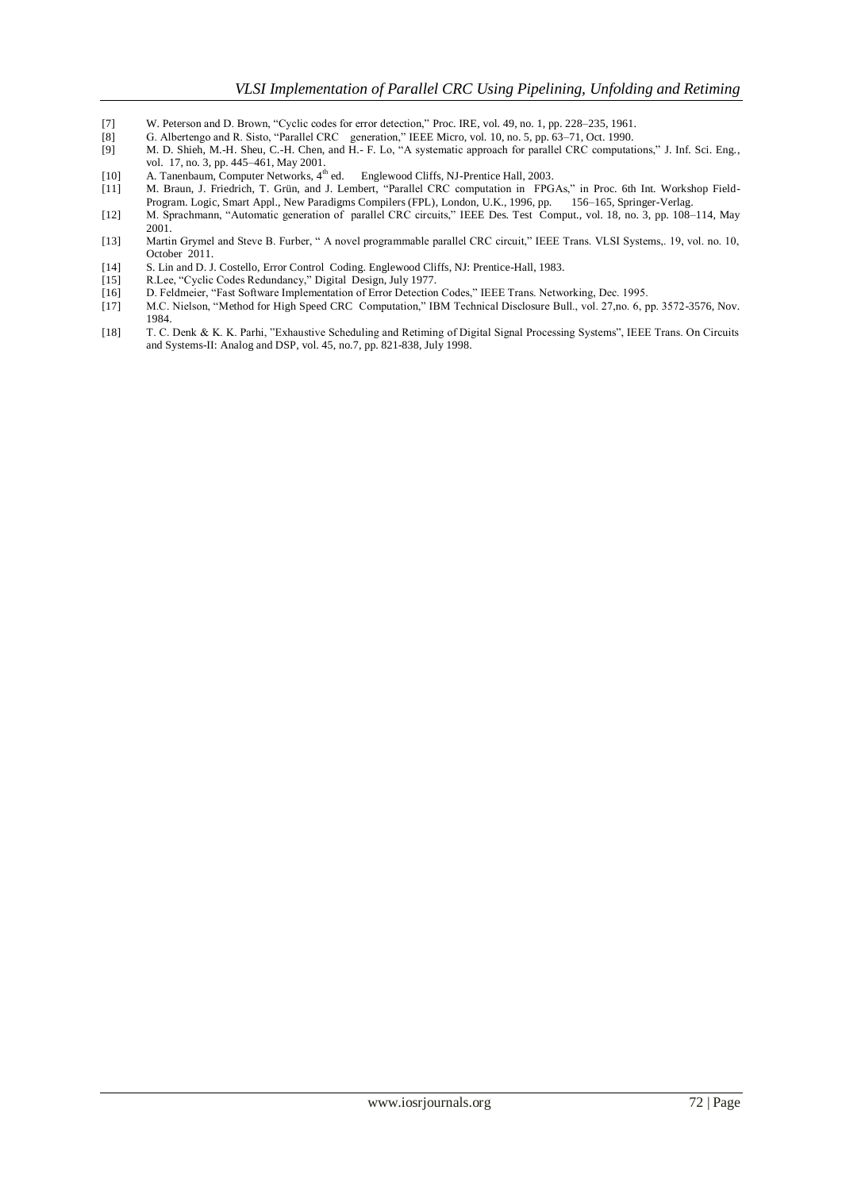[7] W. Peterson and D. Brown, "Cyclic codes for error detection," Proc. IRE, vol. 49, no. 1, pp. 228–235, 1961.

[8] G. Albertengo and R. Sisto, "Parallel CRC generation," IEEE Micro, vol. 10, no. 5, pp. 63–71, Oct. 1990.

[9] M. D. Shieh, M.-H. Sheu, C.-H. Chen, and H.- F. Lo, "A systematic approach for parallel CRC computations," J. Inf. Sci. Eng., vol. 17, no. 3, pp. 445–461, May 2001.

[10] A. Tanenbaum, Computer Networks, 4th ed. Englewood Cliffs, NJ-Prentice Hall, 2003.

[11] M. Braun, J. Friedrich, T. Grün, and J. Lembert, "Parallel CRC computation in FPGAs," in Proc. 6th Int. Workshop Field-Program. Logic, Smart Appl., New Paradigms Compilers (FPL), London, U.K., 1996, pp. 156–165, Springer-Verlag.

[12] M. Sprachmann, "Automatic generation of parallel CRC circuits," IEEE Des. Test Comput., vol. 18, no. 3, pp. 108–114, May 2001.

[13] Martin Grymel and Steve B. Furber, " A novel programmable parallel CRC circuit," IEEE Trans. VLSI Systems,. 19, vol. no. 10, October 2011.

[14] S. Lin and D. J. Costello, Error Control Coding. Englewood Cliffs, NJ: Prentice-Hall, 1983.

[15] R.Lee, "Cyclic Codes Redundancy," Digital Design, July 1977.

[16] D. Feldmeier, "Fast Software Implementation of Error Detection Codes," IEEE Trans. Networking, Dec. 1995.

[17] M.C. Nielson, "Method for High Speed CRC Computation," IBM Technical Disclosure Bull., vol. 27,no. 6, pp. 3572-3576, Nov. 1984.

[18] T. C. Denk & K. K. Parhi, "Exhaustive Scheduling and Retiming of Digital Signal Processing Systems", IEEE Trans. On Circuits and Systems-II: Analog and DSP, vol. 45, no.7, pp. 821-838, July 1998.